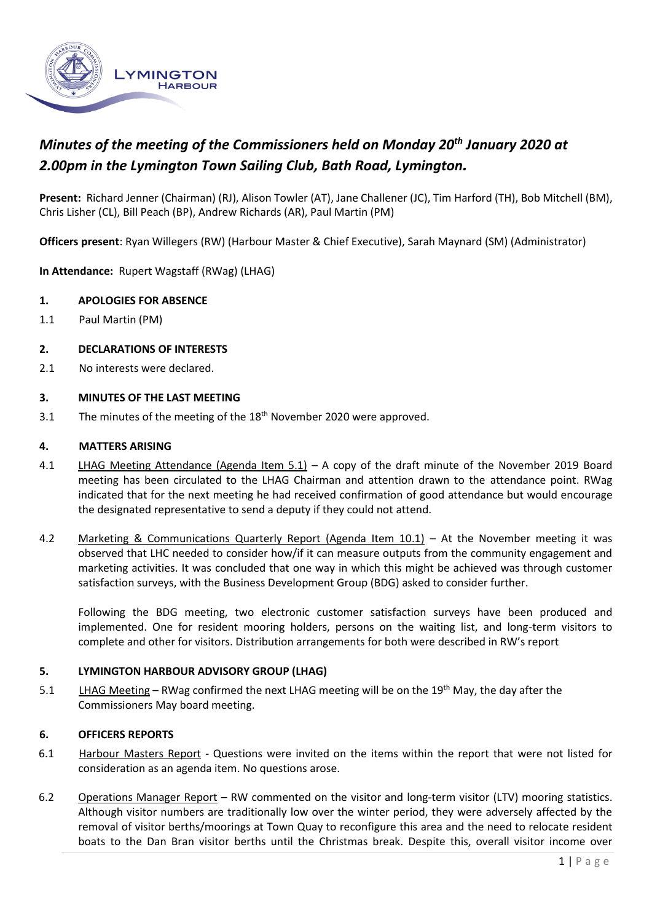# *Minutes of the meeting of the Commissioners held on Monday 20th January 2020 at 2.00pm in the Lymington Town Sailing Club, Bath Road, Lymington.*

**Present:** Richard Jenner (Chairman) (RJ), Alison Towler (AT), Jane Challener (JC), Tim Harford (TH), Bob Mitchell (BM), Chris Lisher (CL), Bill Peach (BP), Andrew Richards (AR), Paul Martin (PM)

**Officers present**: Ryan Willegers (RW) (Harbour Master & Chief Executive), Sarah Maynard (SM) (Administrator)

**In Attendance:** Rupert Wagstaff (RWag) (LHAG)

## 1. APOLOGIES FOR ABSENCE

1.1 Paul Martin (PM)

## 2. DECLARATIONS OF INTERESTS

2.1 No interests were declared.

## 3. MINUTES OF THE LAST MEETING

3.1 The minutes of the meeting of the 18th November 2020 were approved.

## 4. MATTERS ARISING

4.1 LHAG Meeting Attendance (Agenda Item 5.1) – A copy of the draft minute of the November 2019 Board meeting has been circulated to the LHAG Chairman and attention drawn to the attendance point. RWag indicated that for the next meeting he had received confirmation of good attendance but would encourage the designated representative to send a deputy if they could not attend.

4.2 Marketing & Communications Quarterly Report (Agenda Item 10.1) – At the November meeting it was observed that LHC needed to consider how/if it can measure outputs from the community engagement and marketing activities. It was concluded that one way in which this might be achieved was through customer satisfaction surveys, with the Business Development Group (BDG) asked to consider further.

Following the BDG meeting, two electronic customer satisfaction surveys have been produced and implemented. One for resident mooring holders, persons on the waiting list, and long-term visitors to complete and other for visitors. Distribution arrangements for both were described in RW's report

## 5. LYMINGTON HARBOUR ADVISORY GROUP (LHAG)

5.1 LHAG Meeting – RWag confirmed the next LHAG meeting will be on the 19th May, the day after the Commissioners May board meeting.

## 6. OFFICERS REPORTS

6.1 Harbour Masters Report - Questions were invited on the items within the report that were not listed for consideration as an agenda item. No questions arose.

6.2 Operations Manager Report – RW commented on the visitor and long-term visitor (LTV) mooring statistics. Although visitor numbers are traditionally low over the winter period, they were adversely affected by the removal of visitor berths/moorings at Town Quay to reconfigure this area and the need to relocate resident boats to the Dan Bran visitor berths until the Christmas break. Despite this, overall visitor income over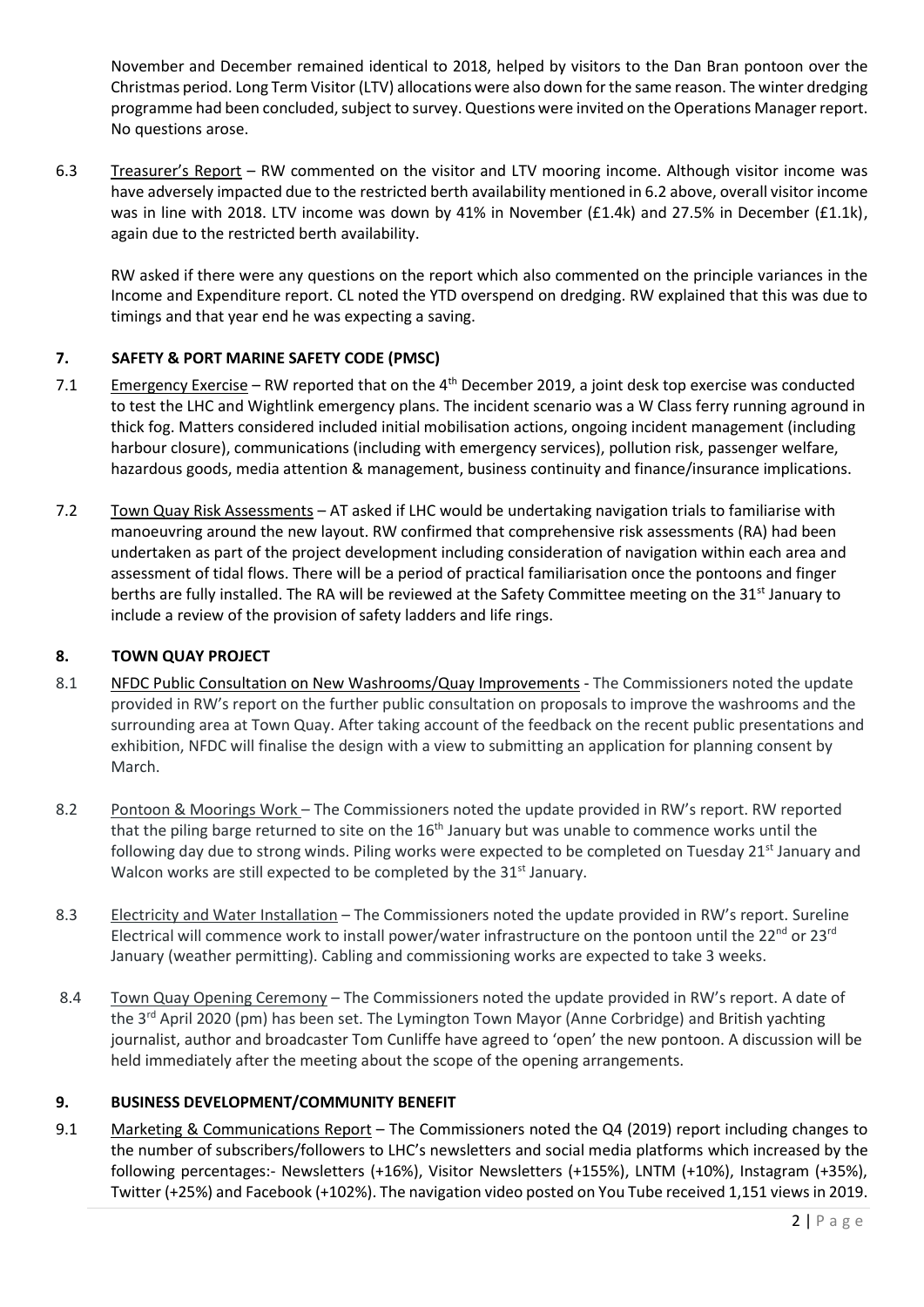November and December remained identical to 2018, helped by visitors to the Dan Bran pontoon over the Christmas period. Long Term Visitor (LTV) allocations were also down for the same reason. The winter dredging programme had been concluded, subject to survey. Questions were invited on the Operations Manager report. No questions arose.

6.3 Treasurer's Report – RW commented on the visitor and LTV mooring income. Although visitor income was have adversely impacted due to the restricted berth availability mentioned in 6.2 above, overall visitor income was in line with 2018. LTV income was down by 41% in November (£1.4k) and 27.5% in December (£1.1k), again due to the restricted berth availability.

RW asked if there were any questions on the report which also commented on the principle variances in the Income and Expenditure report. CL noted the YTD overspend on dredging. RW explained that this was due to timings and that year end he was expecting a saving.

## 7. SAFETY & PORT MARINE SAFETY CODE (PMSC)

7.1 Emergency Exercise – RW reported that on the 4th December 2019, a joint desk top exercise was conducted to test the LHC and Wightlink emergency plans. The incident scenario was a W Class ferry running aground in thick fog. Matters considered included initial mobilisation actions, ongoing incident management (including harbour closure), communications (including with emergency services), pollution risk, passenger welfare, hazardous goods, media attention & management, business continuity and finance/insurance implications.

7.2 Town Quay Risk Assessments – AT asked if LHC would be undertaking navigation trials to familiarise with manoeuvring around the new layout. RW confirmed that comprehensive risk assessments (RA) had been undertaken as part of the project development including consideration of navigation within each area and assessment of tidal flows. There will be a period of practical familiarisation once the pontoons and finger berths are fully installed. The RA will be reviewed at the Safety Committee meeting on the 31st January to include a review of the provision of safety ladders and life rings.

## 8. TOWN QUAY PROJECT

8.1 NFDC Public Consultation on New Washrooms/Quay Improvements - The Commissioners noted the update provided in RW's report on the further public consultation on proposals to improve the washrooms and the surrounding area at Town Quay. After taking account of the feedback on the recent public presentations and exhibition, NFDC will finalise the design with a view to submitting an application for planning consent by March.

8.2 Pontoon & Moorings Work – The Commissioners noted the update provided in RW's report. RW reported that the piling barge returned to site on the 16th January but was unable to commence works until the following day due to strong winds. Piling works were expected to be completed on Tuesday 21st January and Walcon works are still expected to be completed by the 31st January.

8.3 Electricity and Water Installation – The Commissioners noted the update provided in RW's report. Sureline Electrical will commence work to install power/water infrastructure on the pontoon until the 22nd or 23rd January (weather permitting). Cabling and commissioning works are expected to take 3 weeks.

8.4 Town Quay Opening Ceremony – The Commissioners noted the update provided in RW's report. A date of the 3rd April 2020 (pm) has been set. The Lymington Town Mayor (Anne Corbridge) and British yachting journalist, author and broadcaster Tom Cunliffe have agreed to 'open' the new pontoon. A discussion will be held immediately after the meeting about the scope of the opening arrangements.

## 9. BUSINESS DEVELOPMENT/COMMUNITY BENEFIT

9.1 Marketing & Communications Report – The Commissioners noted the Q4 (2019) report including changes to the number of subscribers/followers to LHC's newsletters and social media platforms which increased by the following percentages:- Newsletters (+16%), Visitor Newsletters (+155%), LNTM (+10%), Instagram (+35%), Twitter (+25%) and Facebook (+102%). The navigation video posted on You Tube received 1,151 views in 2019.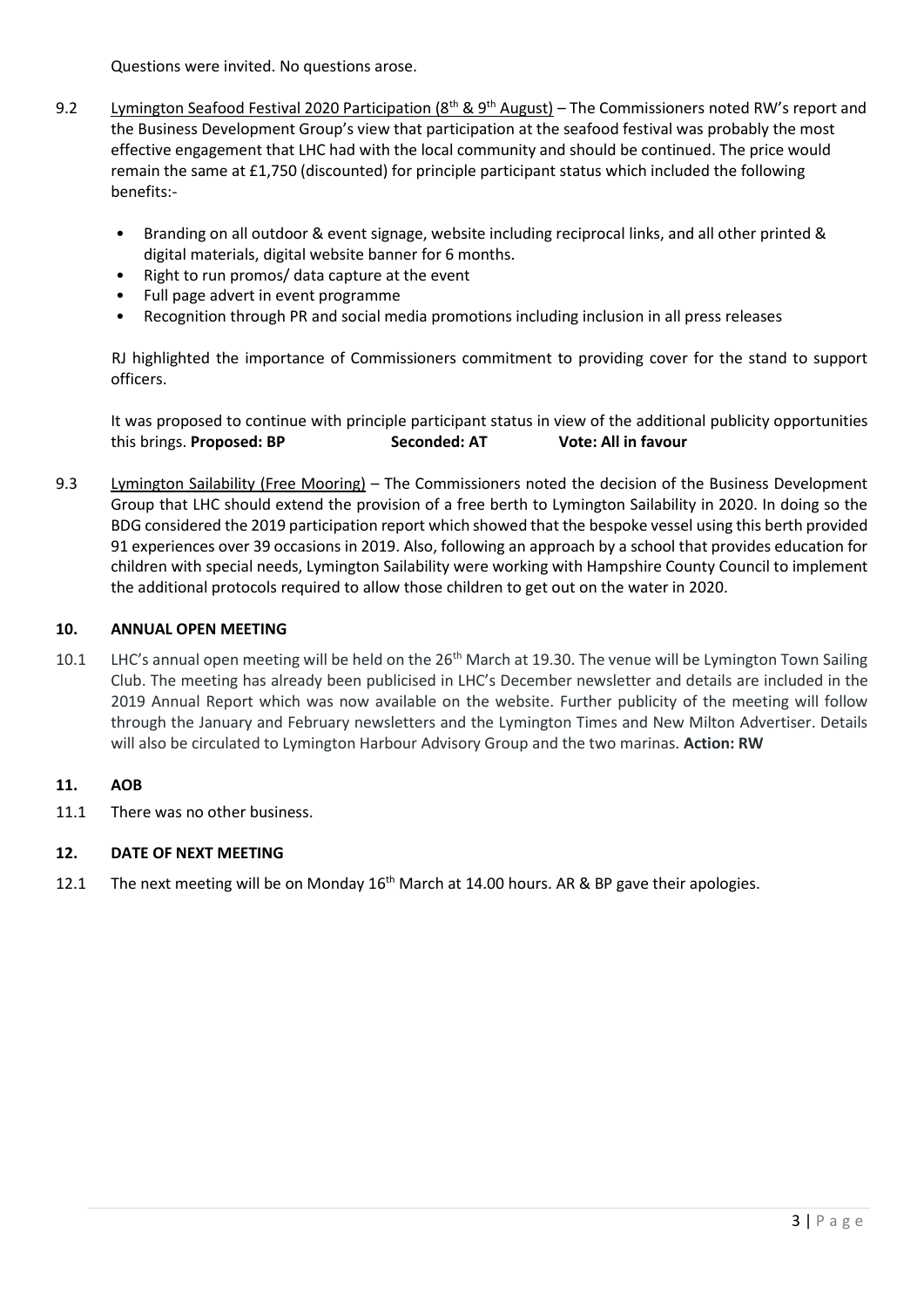Questions were invited. No questions arose.

9.2 Lymington Seafood Festival 2020 Participation (8th & 9th August) – The Commissioners noted RW's report and the Business Development Group's view that participation at the seafood festival was probably the most effective engagement that LHC had with the local community and should be continued. The price would remain the same at £1,750 (discounted) for principle participant status which included the following benefits:-

- Branding on all outdoor & event signage, website including reciprocal links, and all other printed & digital materials, digital website banner for 6 months.
- Right to run promos/ data capture at the event
- Full page advert in event programme
- Recognition through PR and social media promotions including inclusion in all press releases

RJ highlighted the importance of Commissioners commitment to providing cover for the stand to support officers.

It was proposed to continue with principle participant status in view of the additional publicity opportunities this brings. **Proposed: BP** **Seconded: AT** **Vote: All in favour**

9.3 Lymington Sailability (Free Mooring) – The Commissioners noted the decision of the Business Development Group that LHC should extend the provision of a free berth to Lymington Sailability in 2020. In doing so the BDG considered the 2019 participation report which showed that the bespoke vessel using this berth provided 91 experiences over 39 occasions in 2019. Also, following an approach by a school that provides education for children with special needs, Lymington Sailability were working with Hampshire County Council to implement the additional protocols required to allow those children to get out on the water in 2020.

## 10. ANNUAL OPEN MEETING

10.1 LHC's annual open meeting will be held on the 26th March at 19.30. The venue will be Lymington Town Sailing Club. The meeting has already been publicised in LHC's December newsletter and details are included in the 2019 Annual Report which was now available on the website. Further publicity of the meeting will follow through the January and February newsletters and the Lymington Times and New Milton Advertiser. Details will also be circulated to Lymington Harbour Advisory Group and the two marinas. **Action: RW**

## 11. AOB

11.1 There was no other business.

## 12. DATE OF NEXT MEETING

12.1 The next meeting will be on Monday 16th March at 14.00 hours. AR & BP gave their apologies.